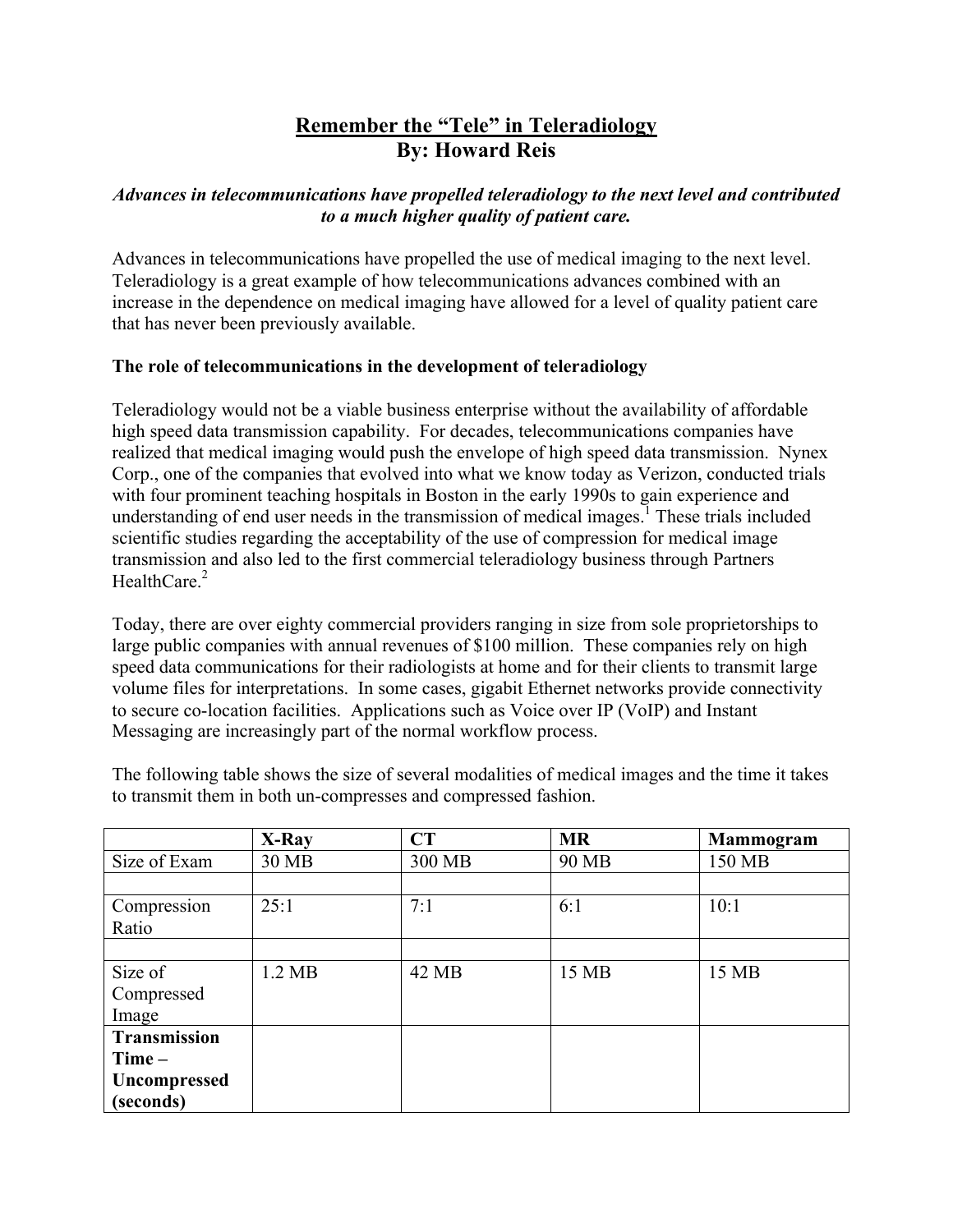# Remember the "Tele" in Teleradiology
## By: Howard Reis

***Advances in telecommunications have propelled teleradiology to the next level and contributed to a much higher quality of patient care.***

Advances in telecommunications have propelled the use of medical imaging to the next level. Teleradiology is a great example of how telecommunications advances combined with an increase in the dependence on medical imaging have allowed for a level of quality patient care that has never been previously available.

**The role of telecommunications in the development of teleradiology**

Teleradiology would not be a viable business enterprise without the availability of affordable high speed data transmission capability. For decades, telecommunications companies have realized that medical imaging would push the envelope of high speed data transmission. Nynex Corp., one of the companies that evolved into what we know today as Verizon, conducted trials with four prominent teaching hospitals in Boston in the early 1990s to gain experience and understanding of end user needs in the transmission of medical images.[1] These trials included scientific studies regarding the acceptability of the use of compression for medical image transmission and also led to the first commercial teleradiology business through Partners HealthCare.[2]

Today, there are over eighty commercial providers ranging in size from sole proprietorships to large public companies with annual revenues of $100 million. These companies rely on high speed data communications for their radiologists at home and for their clients to transmit large volume files for interpretations. In some cases, gigabit Ethernet networks provide connectivity to secure co-location facilities. Applications such as Voice over IP (VoIP) and Instant Messaging are increasingly part of the normal workflow process.

The following table shows the size of several modalities of medical images and the time it takes to transmit them in both un-compresses and compressed fashion.

| | **X-Ray** | **CT** | **MR** | **Mammogram** |
|---|---|---|---|---|
| Size of Exam | 30 MB | 300 MB | 90 MB | 150 MB |
| | | | | |
| Compression Ratio | 25:1 | 7:1 | 6:1 | 10:1 |
| | | | | |
| Size of Compressed Image | 1.2 MB | 42 MB | 15 MB | 15 MB |
| **Transmission Time – Uncompressed (seconds)** | | | | |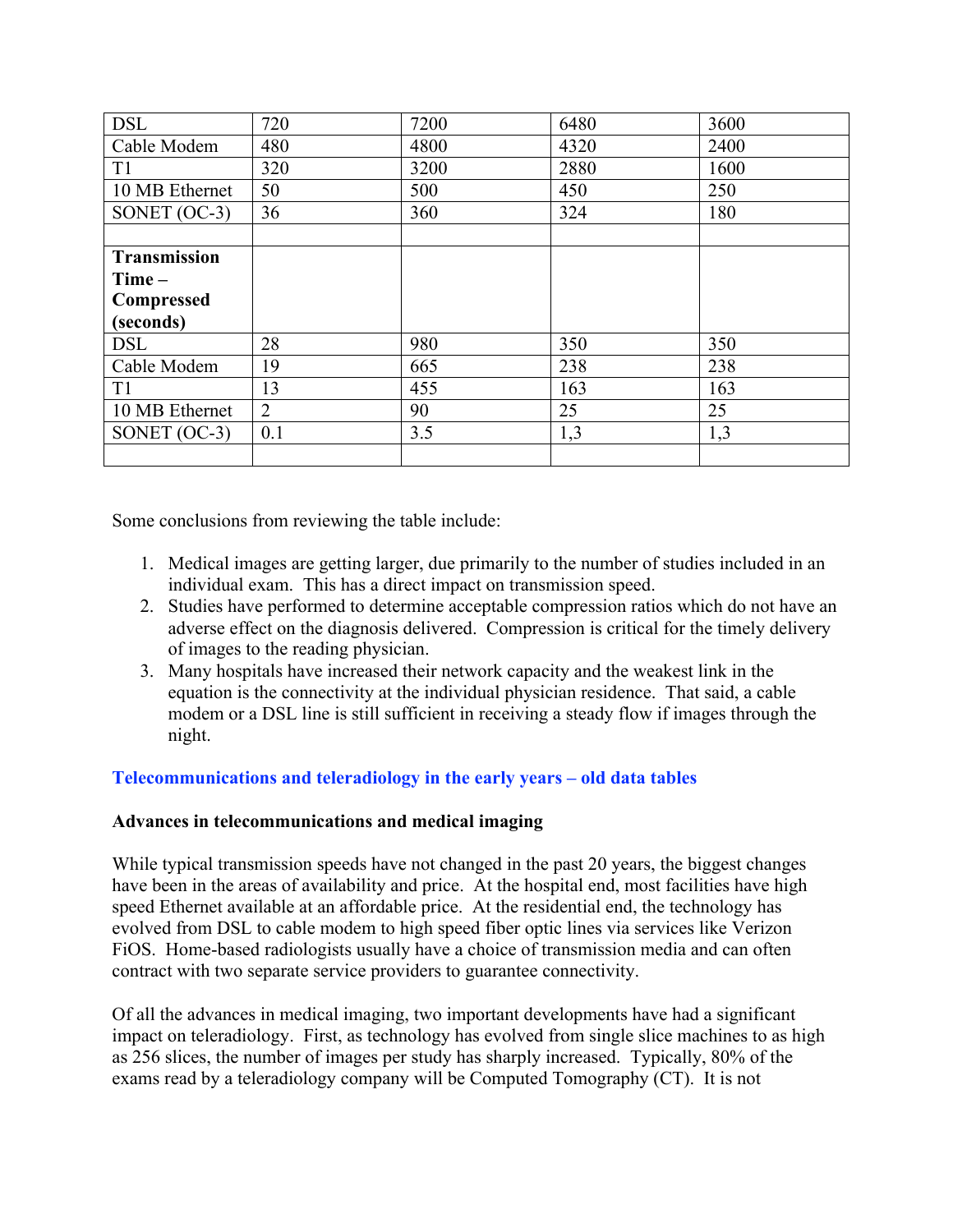| DSL | 720 | 7200 | 6480 | 3600 |
|---|---|---|---|---|
| Cable Modem | 480 | 4800 | 4320 | 2400 |
| T1 | 320 | 3200 | 2880 | 1600 |
| 10 MB Ethernet | 50 | 500 | 450 | 250 |
| SONET (OC-3) | 36 | 360 | 324 | 180 |
| | | | | |
| **Transmission Time – Compressed (seconds)** | | | | |
| DSL | 28 | 980 | 350 | 350 |
| Cable Modem | 19 | 665 | 238 | 238 |
| T1 | 13 | 455 | 163 | 163 |
| 10 MB Ethernet | 2 | 90 | 25 | 25 |
| SONET (OC-3) | 0.1 | 3.5 | 1,3 | 1,3 |
| | | | | |

Some conclusions from reviewing the table include:

1. Medical images are getting larger, due primarily to the number of studies included in an individual exam. This has a direct impact on transmission speed.
2. Studies have performed to determine acceptable compression ratios which do not have an adverse effect on the diagnosis delivered. Compression is critical for the timely delivery of images to the reading physician.
3. Many hospitals have increased their network capacity and the weakest link in the equation is the connectivity at the individual physician residence. That said, a cable modem or a DSL line is still sufficient in receiving a steady flow if images through the night.

**Telecommunications and teleradiology in the early years – old data tables**

**Advances in telecommunications and medical imaging**

While typical transmission speeds have not changed in the past 20 years, the biggest changes have been in the areas of availability and price. At the hospital end, most facilities have high speed Ethernet available at an affordable price. At the residential end, the technology has evolved from DSL to cable modem to high speed fiber optic lines via services like Verizon FiOS. Home-based radiologists usually have a choice of transmission media and can often contract with two separate service providers to guarantee connectivity.

Of all the advances in medical imaging, two important developments have had a significant impact on teleradiology. First, as technology has evolved from single slice machines to as high as 256 slices, the number of images per study has sharply increased. Typically, 80% of the exams read by a teleradiology company will be Computed Tomography (CT). It is not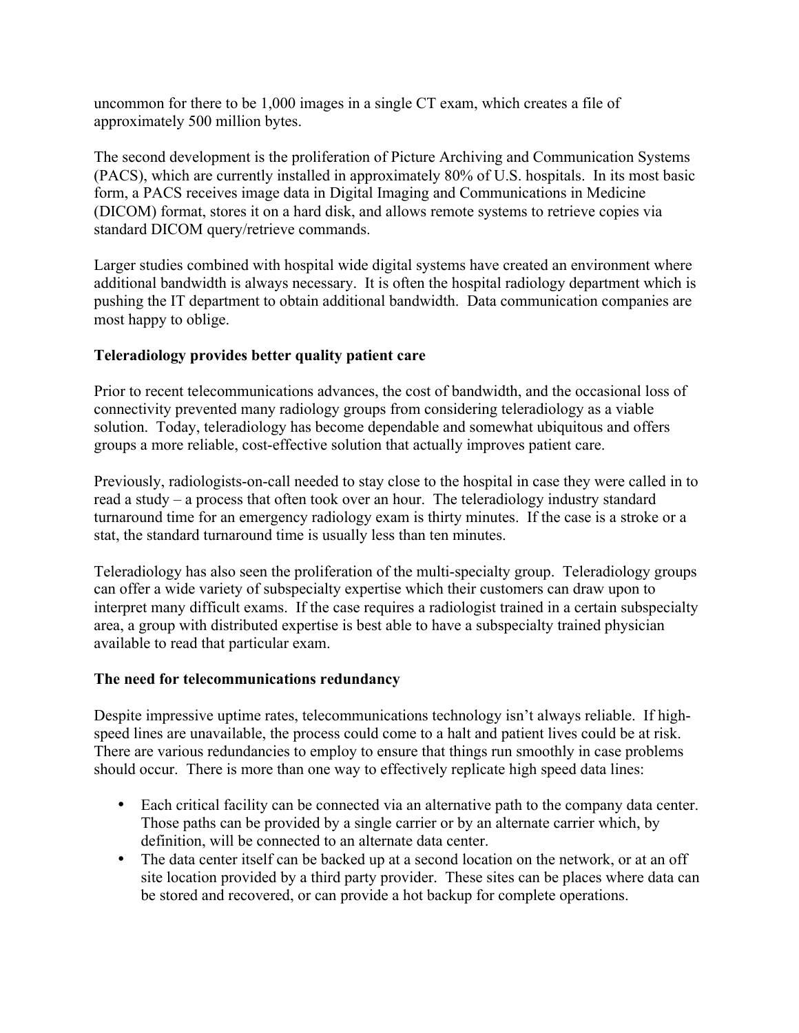uncommon for there to be 1,000 images in a single CT exam, which creates a file of approximately 500 million bytes.

The second development is the proliferation of Picture Archiving and Communication Systems (PACS), which are currently installed in approximately 80% of U.S. hospitals. In its most basic form, a PACS receives image data in Digital Imaging and Communications in Medicine (DICOM) format, stores it on a hard disk, and allows remote systems to retrieve copies via standard DICOM query/retrieve commands.

Larger studies combined with hospital wide digital systems have created an environment where additional bandwidth is always necessary. It is often the hospital radiology department which is pushing the IT department to obtain additional bandwidth. Data communication companies are most happy to oblige.

**Teleradiology provides better quality patient care**

Prior to recent telecommunications advances, the cost of bandwidth, and the occasional loss of connectivity prevented many radiology groups from considering teleradiology as a viable solution. Today, teleradiology has become dependable and somewhat ubiquitous and offers groups a more reliable, cost-effective solution that actually improves patient care.

Previously, radiologists-on-call needed to stay close to the hospital in case they were called in to read a study – a process that often took over an hour. The teleradiology industry standard turnaround time for an emergency radiology exam is thirty minutes. If the case is a stroke or a stat, the standard turnaround time is usually less than ten minutes.

Teleradiology has also seen the proliferation of the multi-specialty group. Teleradiology groups can offer a wide variety of subspecialty expertise which their customers can draw upon to interpret many difficult exams. If the case requires a radiologist trained in a certain subspecialty area, a group with distributed expertise is best able to have a subspecialty trained physician available to read that particular exam.

**The need for telecommunications redundancy**

Despite impressive uptime rates, telecommunications technology isn't always reliable. If high-speed lines are unavailable, the process could come to a halt and patient lives could be at risk. There are various redundancies to employ to ensure that things run smoothly in case problems should occur. There is more than one way to effectively replicate high speed data lines:

- Each critical facility can be connected via an alternative path to the company data center. Those paths can be provided by a single carrier or by an alternate carrier which, by definition, will be connected to an alternate data center.
- The data center itself can be backed up at a second location on the network, or at an off site location provided by a third party provider. These sites can be places where data can be stored and recovered, or can provide a hot backup for complete operations.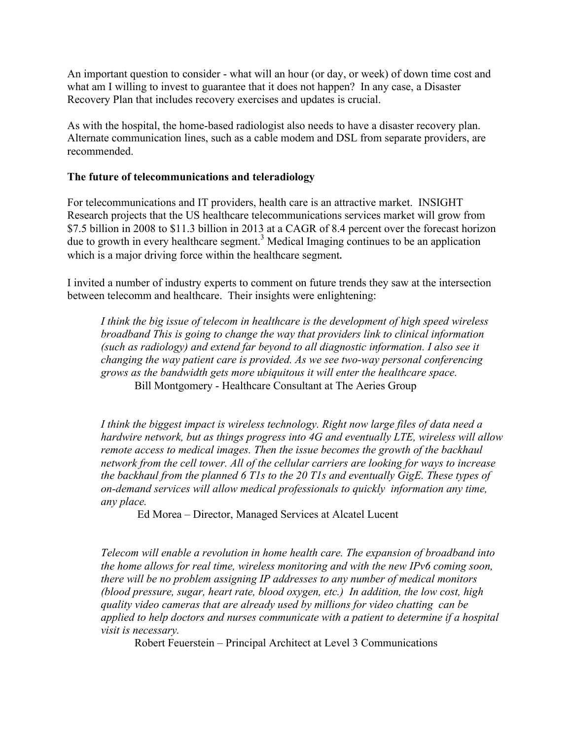An important question to consider - what will an hour (or day, or week) of down time cost and what am I willing to invest to guarantee that it does not happen? In any case, a Disaster Recovery Plan that includes recovery exercises and updates is crucial.

As with the hospital, the home-based radiologist also needs to have a disaster recovery plan. Alternate communication lines, such as a cable modem and DSL from separate providers, are recommended.

**The future of telecommunications and teleradiology**

For telecommunications and IT providers, health care is an attractive market. INSIGHT Research projects that the US healthcare telecommunications services market will grow from $7.5 billion in 2008 to $11.3 billion in 2013 at a CAGR of 8.4 percent over the forecast horizon due to growth in every healthcare segment.[3] Medical Imaging continues to be an application which is a major driving force within the healthcare segment**.**

I invited a number of industry experts to comment on future trends they saw at the intersection between telecomm and healthcare. Their insights were enlightening:

> *I think the big issue of telecom in healthcare is the development of high speed wireless broadband This is going to change the way that providers link to clinical information (such as radiology) and extend far beyond to all diagnostic information. I also see it changing the way patient care is provided. As we see two-way personal conferencing grows as the bandwidth gets more ubiquitous it will enter the healthcare space.*
>
> Bill Montgomery - Healthcare Consultant at The Aeries Group

> *I think the biggest impact is wireless technology. Right now large files of data need a hardwire network, but as things progress into 4G and eventually LTE, wireless will allow remote access to medical images. Then the issue becomes the growth of the backhaul network from the cell tower. All of the cellular carriers are looking for ways to increase the backhaul from the planned 6 T1s to the 20 T1s and eventually GigE. These types of on-demand services will allow medical professionals to quickly information any time, any place.*
>
> Ed Morea – Director, Managed Services at Alcatel Lucent

> *Telecom will enable a revolution in home health care. The expansion of broadband into the home allows for real time, wireless monitoring and with the new IPv6 coming soon, there will be no problem assigning IP addresses to any number of medical monitors (blood pressure, sugar, heart rate, blood oxygen, etc.) In addition, the low cost, high quality video cameras that are already used by millions for video chatting can be applied to help doctors and nurses communicate with a patient to determine if a hospital visit is necessary.*
>
> Robert Feuerstein – Principal Architect at Level 3 Communications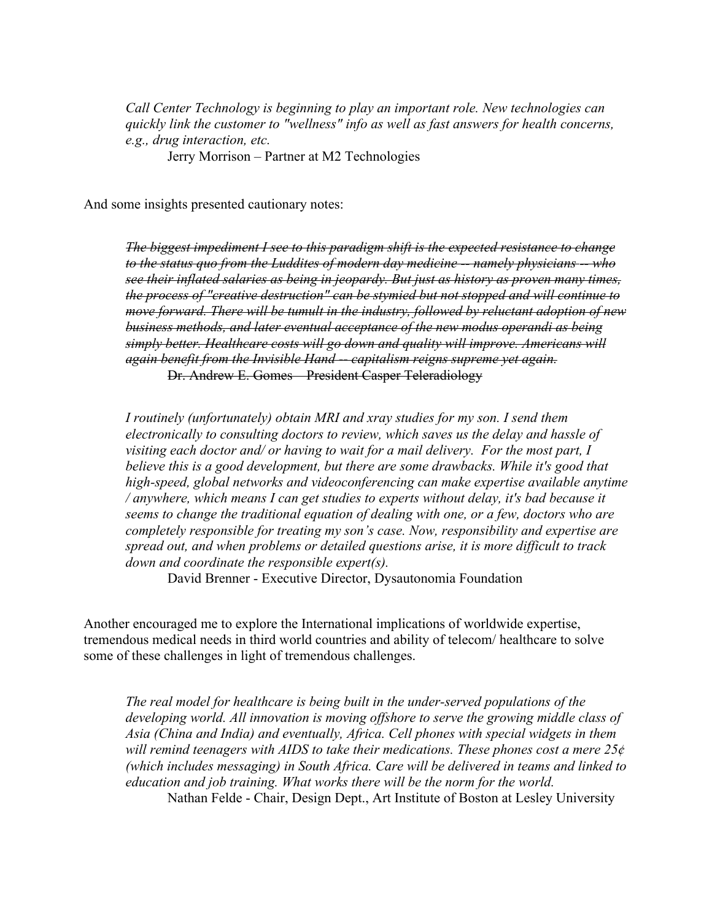> *Call Center Technology is beginning to play an important role. New technologies can quickly link the customer to "wellness" info as well as fast answers for health concerns, e.g., drug interaction, etc.*
>
> Jerry Morrison – Partner at M2 Technologies

And some insights presented cautionary notes:

> ~~*The biggest impediment I see to this paradigm shift is the expected resistance to change to the status quo from the Luddites of modern day medicine -- namely physicians -- who see their inflated salaries as being in jeopardy. But just as history as proven many times, the process of "creative destruction" can be stymied but not stopped and will continue to move forward. There will be tumult in the industry, followed by reluctant adoption of new business methods, and later eventual acceptance of the new modus operandi as being simply better. Healthcare costs will go down and quality will improve. Americans will again benefit from the Invisible Hand -- capitalism reigns supreme yet again.*~~
>
> ~~Dr. Andrew E. Gomes – President Casper Teleradiology~~

> *I routinely (unfortunately) obtain MRI and xray studies for my son. I send them electronically to consulting doctors to review, which saves us the delay and hassle of visiting each doctor and/ or having to wait for a mail delivery. For the most part, I believe this is a good development, but there are some drawbacks. While it's good that high-speed, global networks and videoconferencing can make expertise available anytime / anywhere, which means I can get studies to experts without delay, it's bad because it seems to change the traditional equation of dealing with one, or a few, doctors who are completely responsible for treating my son's case. Now, responsibility and expertise are spread out, and when problems or detailed questions arise, it is more difficult to track down and coordinate the responsible expert(s).*
>
> David Brenner - Executive Director, Dysautonomia Foundation

Another encouraged me to explore the International implications of worldwide expertise, tremendous medical needs in third world countries and ability of telecom/ healthcare to solve some of these challenges in light of tremendous challenges.

> *The real model for healthcare is being built in the under-served populations of the developing world. All innovation is moving offshore to serve the growing middle class of Asia (China and India) and eventually, Africa. Cell phones with special widgets in them will remind teenagers with AIDS to take their medications. These phones cost a mere 25¢ (which includes messaging) in South Africa. Care will be delivered in teams and linked to education and job training. What works there will be the norm for the world.*
>
> Nathan Felde - Chair, Design Dept., Art Institute of Boston at Lesley University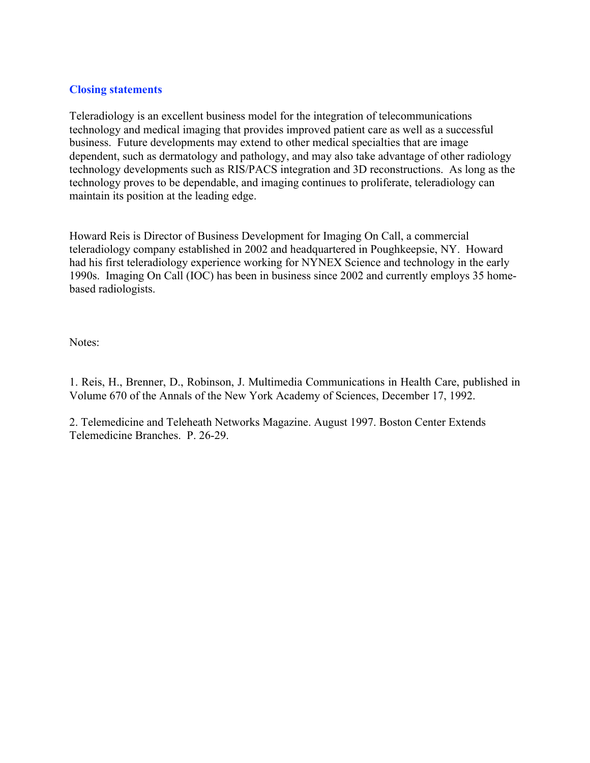## Closing statements

Teleradiology is an excellent business model for the integration of telecommunications technology and medical imaging that provides improved patient care as well as a successful business. Future developments may extend to other medical specialties that are image dependent, such as dermatology and pathology, and may also take advantage of other radiology technology developments such as RIS/PACS integration and 3D reconstructions. As long as the technology proves to be dependable, and imaging continues to proliferate, teleradiology can maintain its position at the leading edge.

Howard Reis is Director of Business Development for Imaging On Call, a commercial teleradiology company established in 2002 and headquartered in Poughkeepsie, NY. Howard had his first teleradiology experience working for NYNEX Science and technology in the early 1990s. Imaging On Call (IOC) has been in business since 2002 and currently employs 35 home-based radiologists.

Notes:

1. Reis, H., Brenner, D., Robinson, J. Multimedia Communications in Health Care, published in Volume 670 of the Annals of the New York Academy of Sciences, December 17, 1992.

2. Telemedicine and Teleheath Networks Magazine. August 1997. Boston Center Extends Telemedicine Branches. P. 26-29.